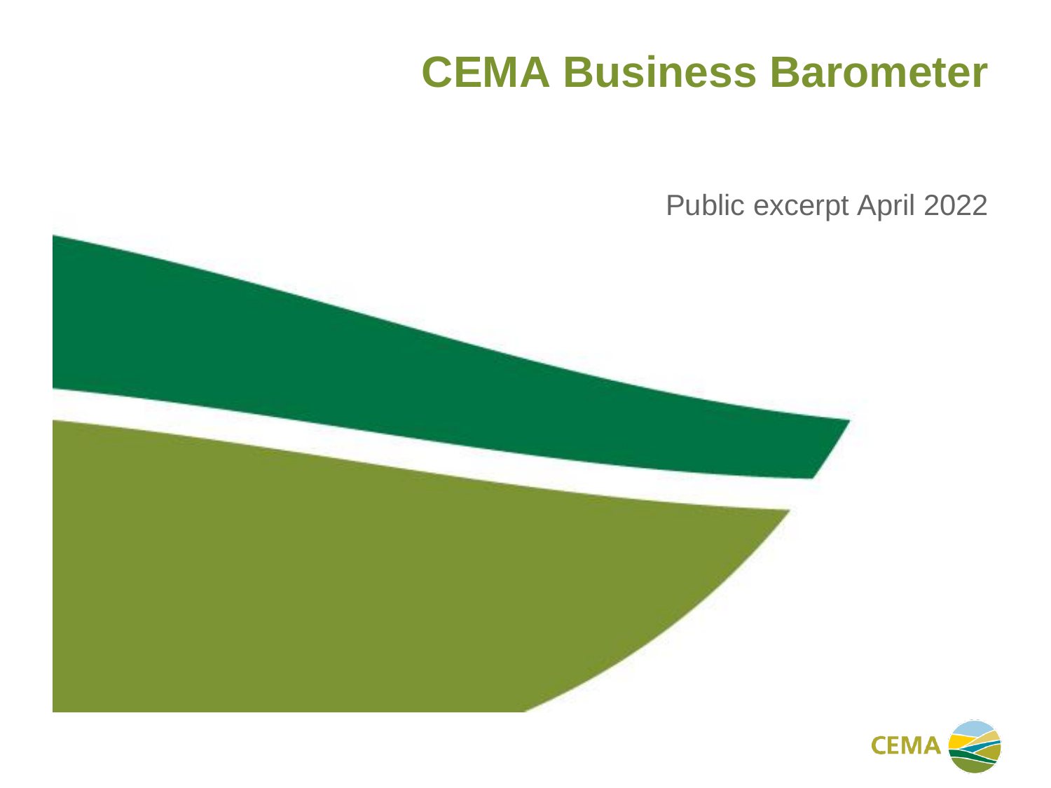# CEMA Business Barometer

Public excerpt April 2022

CEMA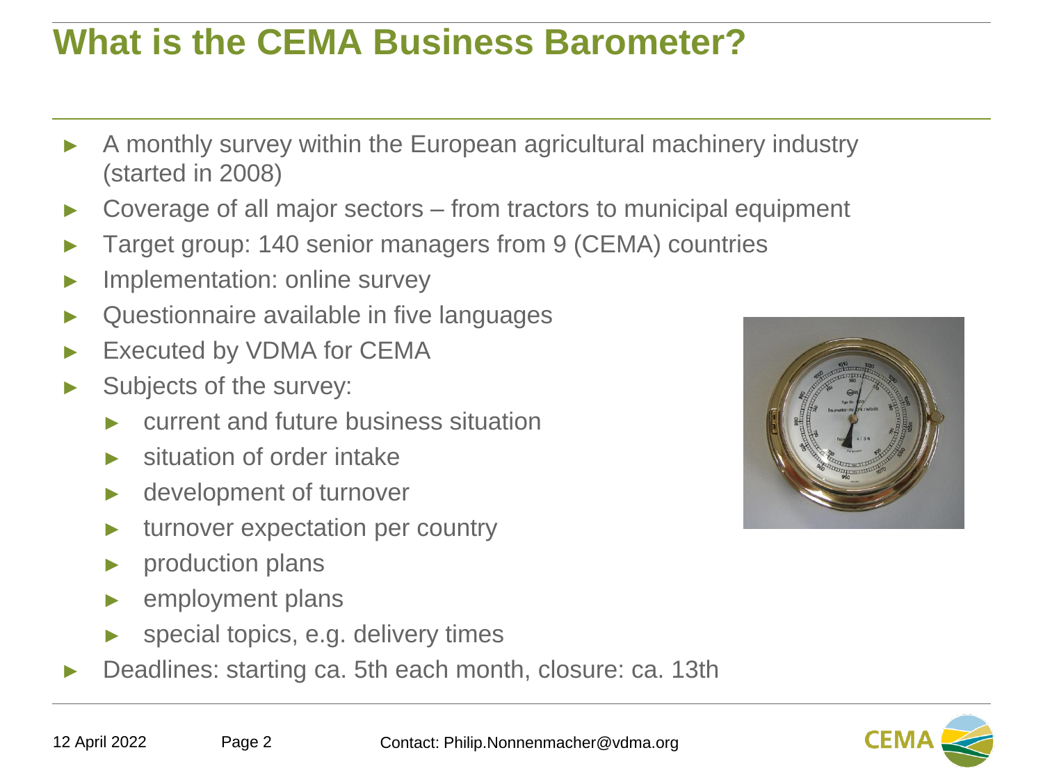# What is the CEMA Business Barometer?

- A monthly survey within the European agricultural machinery industry (started in 2008)
- Coverage of all major sectors – from tractors to municipal equipment
- Target group: 140 senior managers from 9 (CEMA) countries
- Implementation: online survey
- Questionnaire available in five languages
- Executed by VDMA for CEMA
- Subjects of the survey:
  - current and future business situation
  - situation of order intake
  - development of turnover
  - turnover expectation per country
  - production plans
  - employment plans
  - special topics, e.g. delivery times
- Deadlines: starting ca. 5th each month, closure: ca. 13th

12 April 2022 Contact: Philip.Nonnenmacher@vdma.org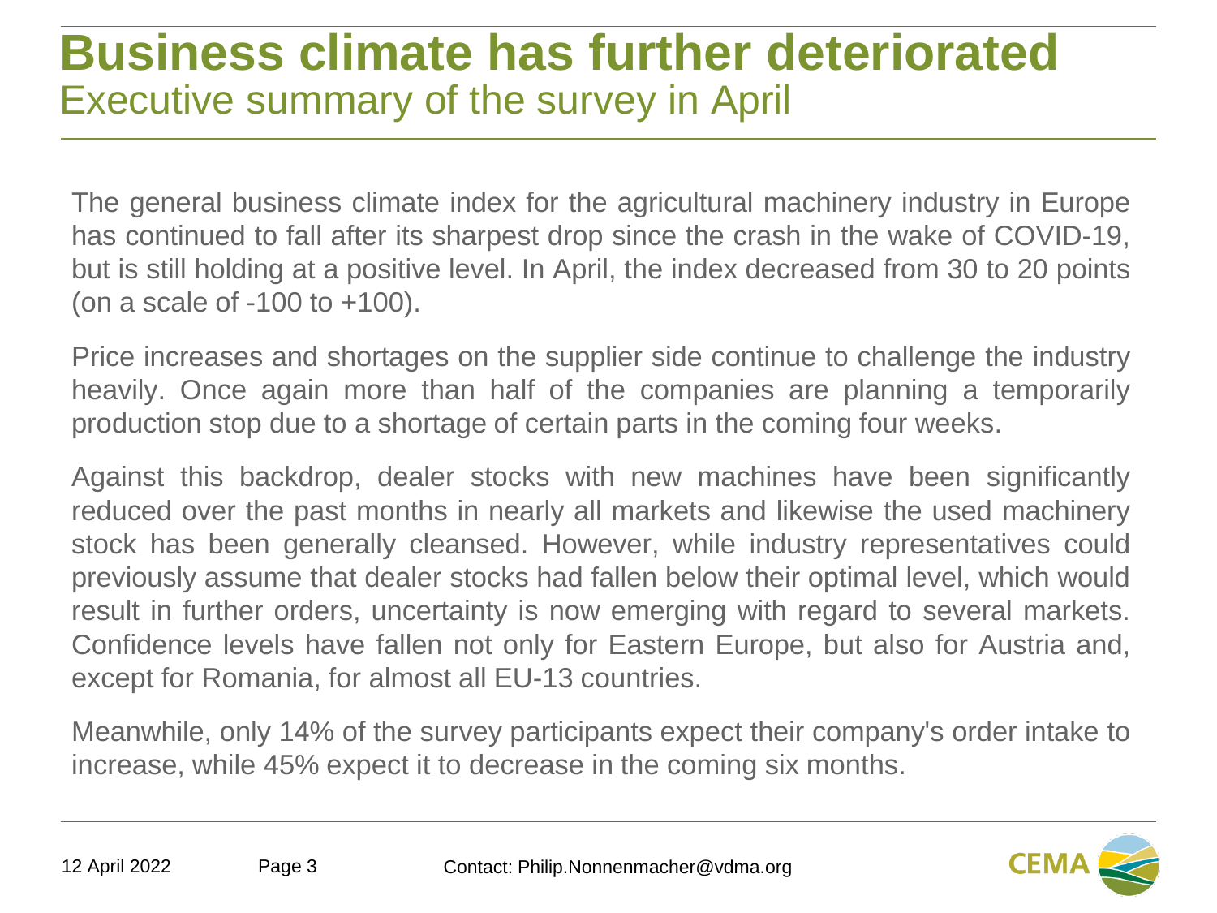# Business climate has further deteriorated

## Executive summary of the survey in April

The general business climate index for the agricultural machinery industry in Europe has continued to fall after its sharpest drop since the crash in the wake of COVID-19, but is still holding at a positive level. In April, the index decreased from 30 to 20 points (on a scale of -100 to +100).

Price increases and shortages on the supplier side continue to challenge the industry heavily. Once again more than half of the companies are planning a temporarily production stop due to a shortage of certain parts in the coming four weeks.

Against this backdrop, dealer stocks with new machines have been significantly reduced over the past months in nearly all markets and likewise the used machinery stock has been generally cleansed. However, while industry representatives could previously assume that dealer stocks had fallen below their optimal level, which would result in further orders, uncertainty is now emerging with regard to several markets. Confidence levels have fallen not only for Eastern Europe, but also for Austria and, except for Romania, for almost all EU-13 countries.

Meanwhile, only 14% of the survey participants expect their company's order intake to increase, while 45% expect it to decrease in the coming six months.

12 April 2022 Contact: Philip.Nonnenmacher@vdma.org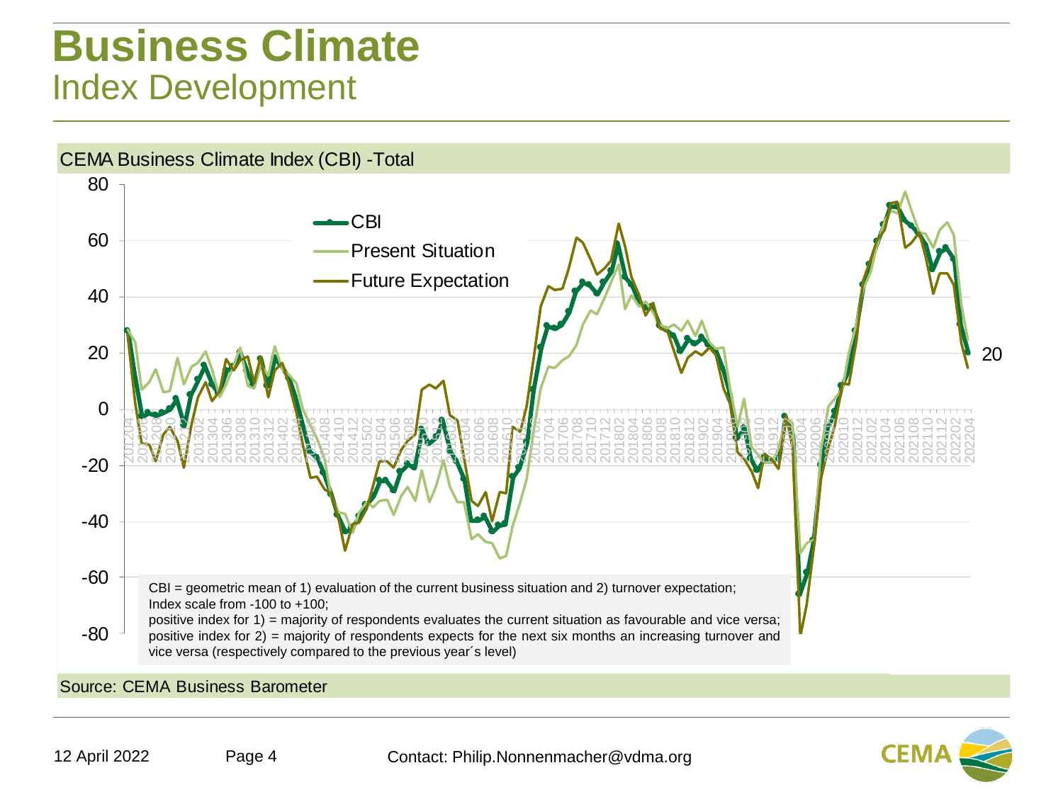# Business Climate
## Index Development

CEMA Business Climate Index (CBI) -Total

CBI = geometric mean of 1) evaluation of the current business situation and 2) turnover expectation;
Index scale from -100 to +100;
positive index for 1) = majority of respondents evaluates the current situation as favourable and vice versa;
positive index for 2) = majority of respondents expects for the next six months an increasing turnover and vice versa (respectively compared to the previous year´s level)

Source: CEMA Business Barometer

12 April 2022

Contact: Philip.Nonnenmacher@vdma.org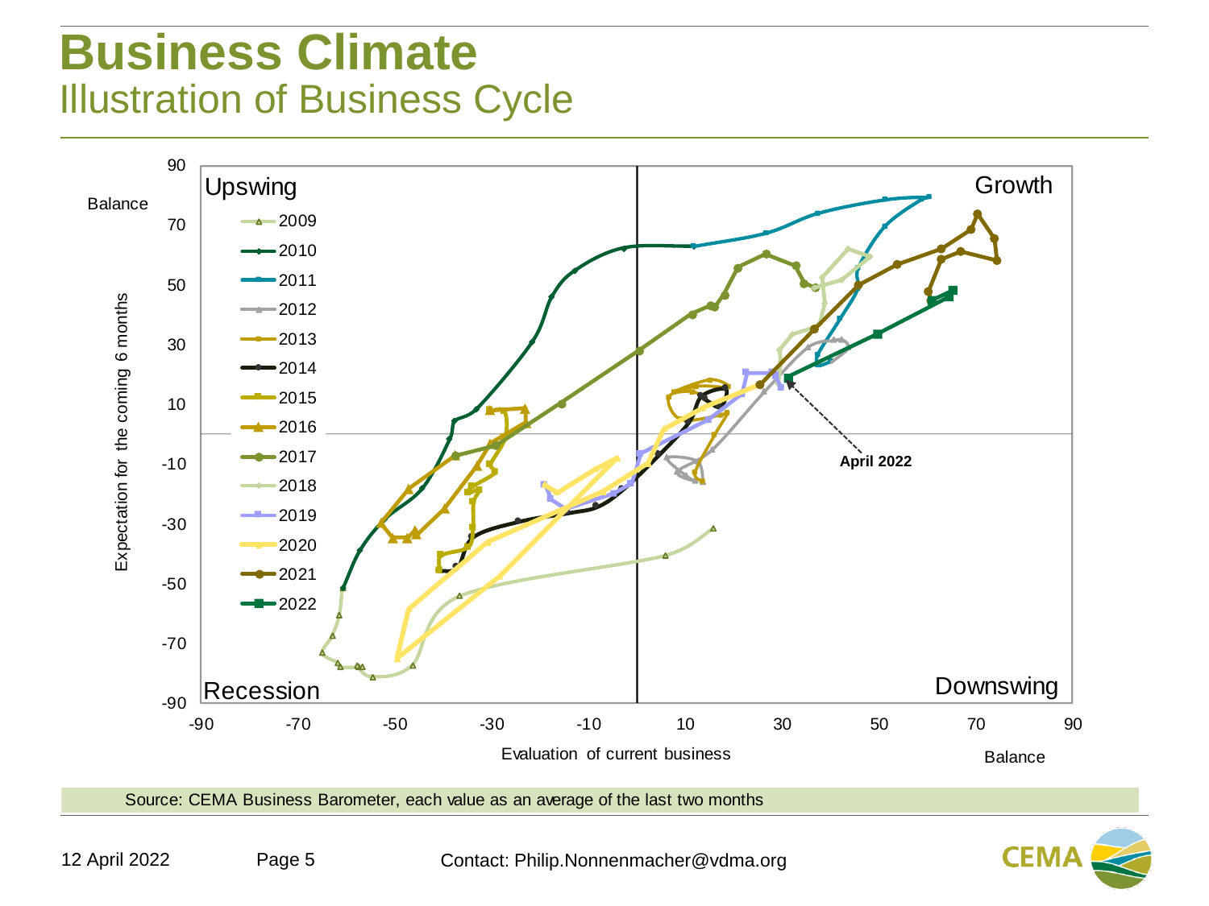# Business Climate

## Illustration of Business Cycle

Upswing

Growth

Recession

Downswing

Balance

Expectation for the coming 6 months

Evaluation of current business

Balance

- 2009
- 2010
- 2011
- 2012
- 2013
- 2014
- 2015
- 2016
- 2017
- 2018
- 2019
- 2020
- 2021
- 2022

April 2022

Source: CEMA Business Barometer, each value as an average of the last two months

12 April 2022

Contact: Philip.Nonnenmacher@vdma.org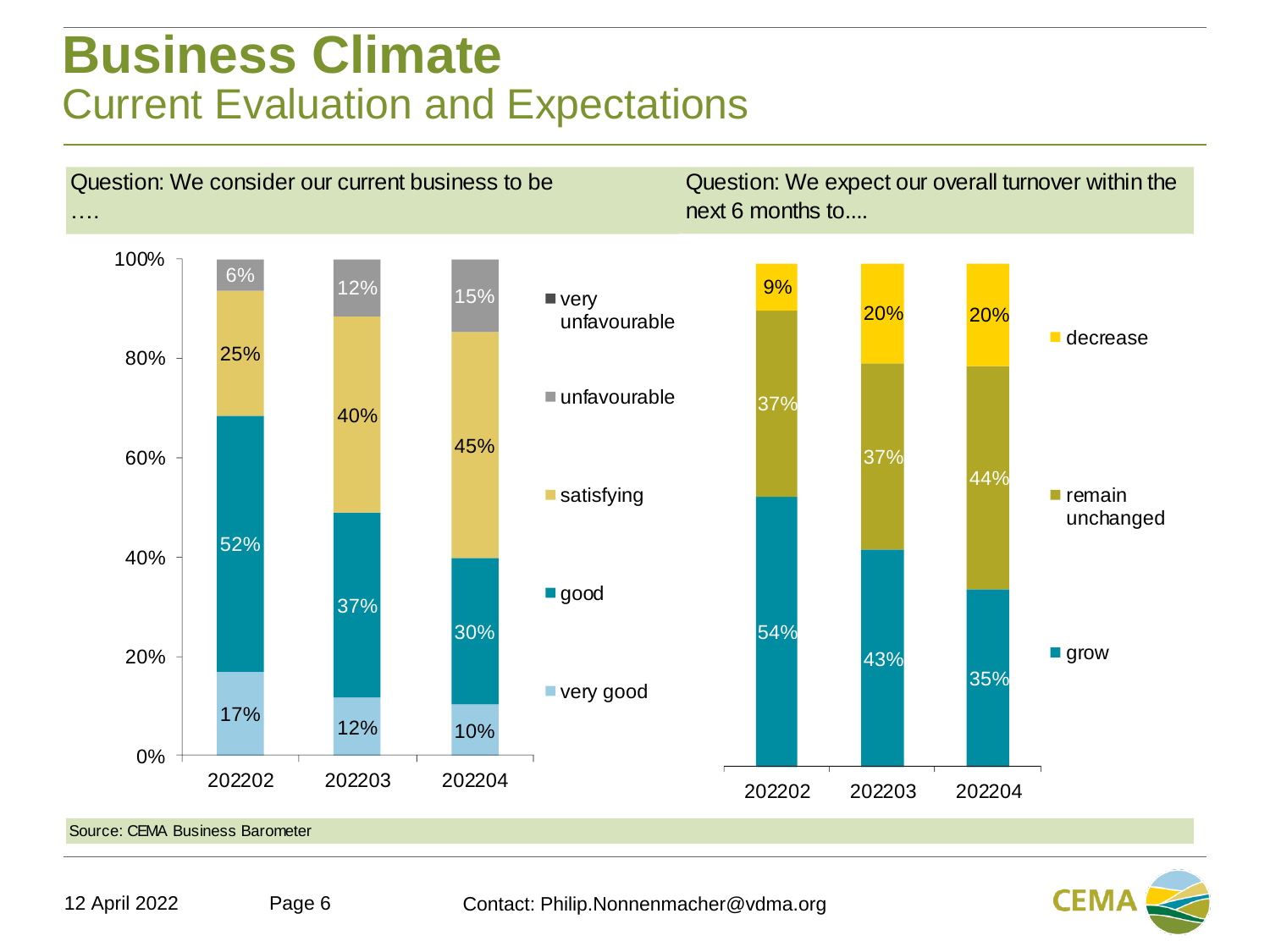# Business Climate
## Current Evaluation and Expectations

**Question: We consider our current business to be ….**

| | 202202 | 202203 | 202204 |
|---|---|---|---|
| very unfavourable | | | |
| unfavourable | 6% | 12% | 15% |
| satisfying | 25% | 40% | 45% |
| good | 52% | 37% | 30% |
| very good | 17% | 12% | 10% |

**Question: We expect our overall turnover within the next 6 months to....**

| | 202202 | 202203 | 202204 |
|---|---|---|---|
| decrease | 9% | 20% | 20% |
| remain unchanged | 37% | 37% | 44% |
| grow | 54% | 43% | 35% |

Source: CEMA Business Barometer

12 April 2022 Contact: Philip.Nonnenmacher@vdma.org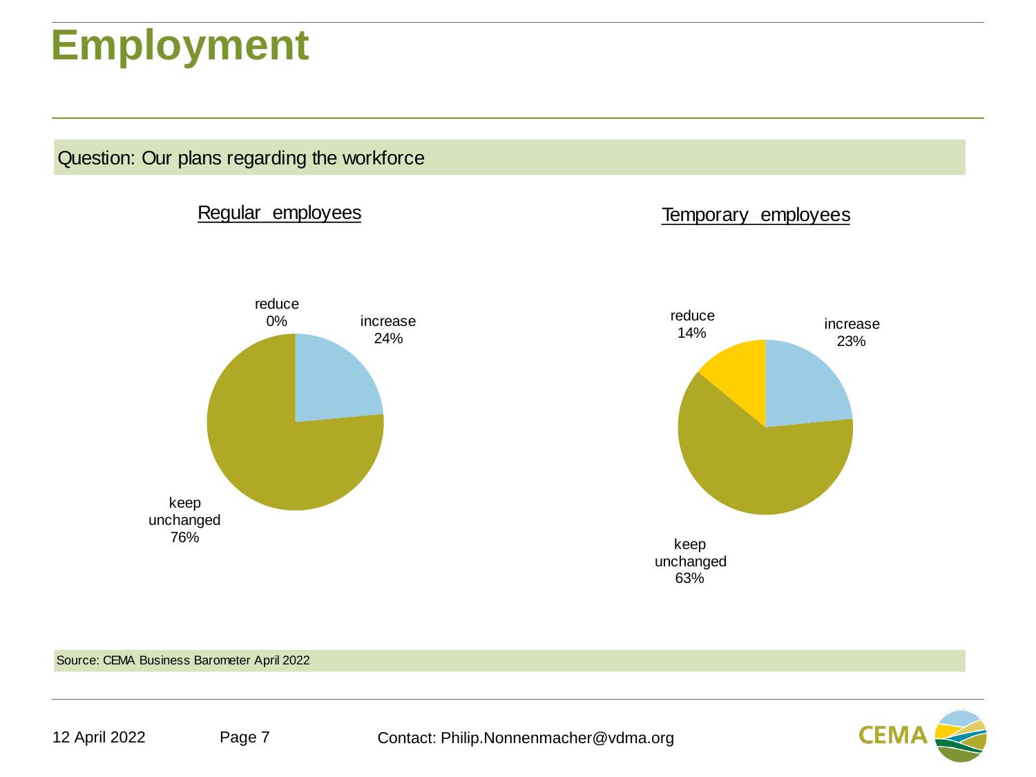# Employment

Question: Our plans regarding the workforce

Regular employees

reduce
0%

increase
24%

keep
unchanged
76%

Temporary employees

reduce
14%

increase
23%

keep
unchanged
63%

Source: CEMA Business Barometer April 2022

12 April 2022

Contact: Philip.Nonnenmacher@vdma.org